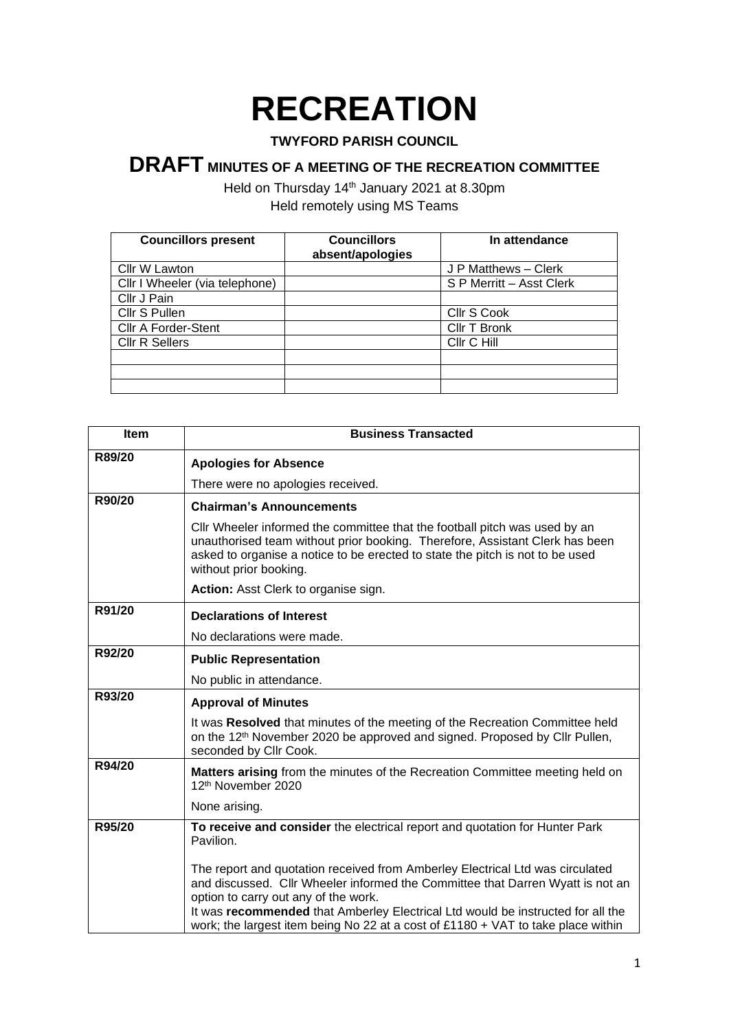# RECREATION

**TWYFORD PARISH COUNCIL**

## DRAFT MINUTES OF A MEETING OF THE RECREATION COMMITTEE

Held on Thursday 14th January 2021 at 8.30pm
Held remotely using MS Teams

| Councillors present | Councillors absent/apologies | In attendance |
|---|---|---|
| Cllr W Lawton | | J P Matthews – Clerk |
| Cllr I Wheeler (via telephone) | | S P Merritt – Asst Clerk |
| Cllr J Pain | | |
| Cllr S Pullen | | Cllr S Cook |
| Cllr A Forder-Stent | | Cllr T Bronk |
| Cllr R Sellers | | Cllr C Hill |
| | | |
| | | |
| | | |

| Item | Business Transacted |
|---|---|
| R89/20 | **Apologies for Absence**<br><br>There were no apologies received. |
| R90/20 | **Chairman's Announcements**<br><br>Cllr Wheeler informed the committee that the football pitch was used by an unauthorised team without prior booking. Therefore, Assistant Clerk has been asked to organise a notice to be erected to state the pitch is not to be used without prior booking.<br><br>**Action:** Asst Clerk to organise sign. |
| R91/20 | **Declarations of Interest**<br><br>No declarations were made. |
| R92/20 | **Public Representation**<br><br>No public in attendance. |
| R93/20 | **Approval of Minutes**<br><br>It was **Resolved** that minutes of the meeting of the Recreation Committee held on the 12th November 2020 be approved and signed. Proposed by Cllr Pullen, seconded by Cllr Cook. |
| R94/20 | **Matters arising** from the minutes of the Recreation Committee meeting held on 12th November 2020<br><br>None arising. |
| R95/20 | **To receive and consider** the electrical report and quotation for Hunter Park Pavilion.<br><br>The report and quotation received from Amberley Electrical Ltd was circulated and discussed. Cllr Wheeler informed the Committee that Darren Wyatt is not an option to carry out any of the work.<br>It was **recommended** that Amberley Electrical Ltd would be instructed for all the work; the largest item being No 22 at a cost of £1180 + VAT to take place within |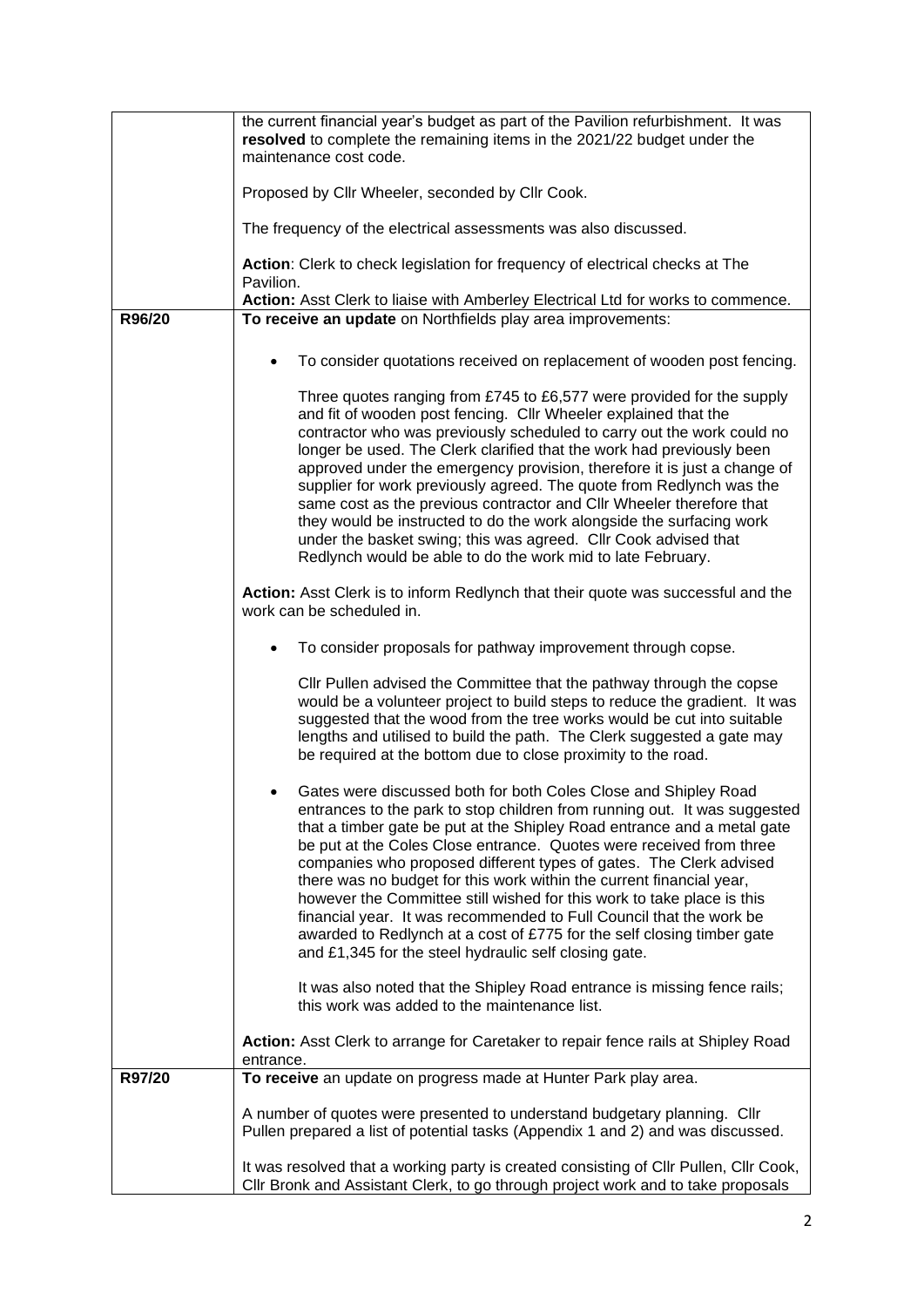| | |
|---|---|
| | the current financial year's budget as part of the Pavilion refurbishment. It was **resolved** to complete the remaining items in the 2021/22 budget under the maintenance cost code.<br><br>Proposed by Cllr Wheeler, seconded by Cllr Cook.<br><br>The frequency of the electrical assessments was also discussed.<br><br>**Action**: Clerk to check legislation for frequency of electrical checks at The Pavilion.<br>**Action:** Asst Clerk to liaise with Amberley Electrical Ltd for works to commence. |
| **R96/20** | **To receive an update** on Northfields play area improvements:<br><br>• To consider quotations received on replacement of wooden post fencing.<br><br>Three quotes ranging from £745 to £6,577 were provided for the supply and fit of wooden post fencing. Cllr Wheeler explained that the contractor who was previously scheduled to carry out the work could no longer be used. The Clerk clarified that the work had previously been approved under the emergency provision, therefore it is just a change of supplier for work previously agreed. The quote from Redlynch was the same cost as the previous contractor and Cllr Wheeler therefore that they would be instructed to do the work alongside the surfacing work under the basket swing; this was agreed. Cllr Cook advised that Redlynch would be able to do the work mid to late February.<br><br>**Action:** Asst Clerk is to inform Redlynch that their quote was successful and the work can be scheduled in.<br><br>• To consider proposals for pathway improvement through copse.<br><br>Cllr Pullen advised the Committee that the pathway through the copse would be a volunteer project to build steps to reduce the gradient. It was suggested that the wood from the tree works would be cut into suitable lengths and utilised to build the path. The Clerk suggested a gate may be required at the bottom due to close proximity to the road.<br><br>• Gates were discussed both for both Coles Close and Shipley Road entrances to the park to stop children from running out. It was suggested that a timber gate be put at the Shipley Road entrance and a metal gate be put at the Coles Close entrance. Quotes were received from three companies who proposed different types of gates. The Clerk advised there was no budget for this work within the current financial year, however the Committee still wished for this work to take place is this financial year. It was recommended to Full Council that the work be awarded to Redlynch at a cost of £775 for the self closing timber gate and £1,345 for the steel hydraulic self closing gate.<br><br>It was also noted that the Shipley Road entrance is missing fence rails; this work was added to the maintenance list.<br><br>**Action:** Asst Clerk to arrange for Caretaker to repair fence rails at Shipley Road entrance. |
| **R97/20** | **To receive** an update on progress made at Hunter Park play area.<br><br>A number of quotes were presented to understand budgetary planning. Cllr Pullen prepared a list of potential tasks (Appendix 1 and 2) and was discussed.<br><br>It was resolved that a working party is created consisting of Cllr Pullen, Cllr Cook, Cllr Bronk and Assistant Clerk, to go through project work and to take proposals |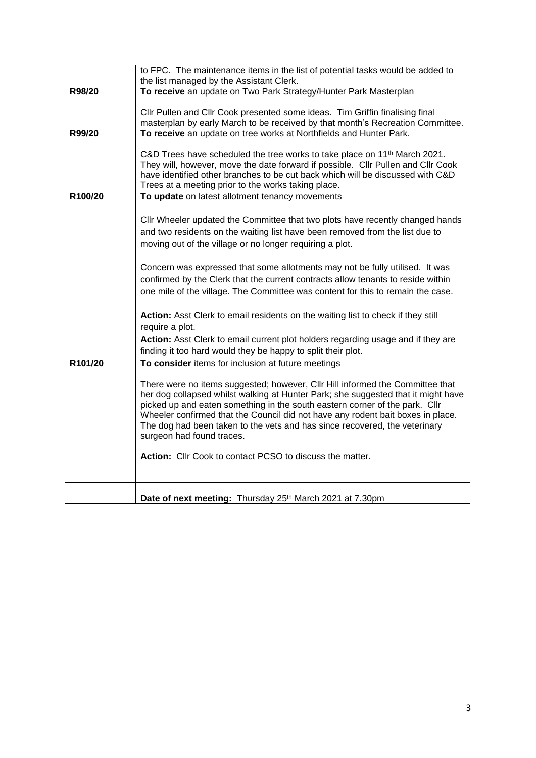| | |
|---|---|
| | to FPC. The maintenance items in the list of potential tasks would be added to the list managed by the Assistant Clerk. |
| **R98/20** | **To receive** an update on Two Park Strategy/Hunter Park Masterplan<br><br>Cllr Pullen and Cllr Cook presented some ideas. Tim Griffin finalising final masterplan by early March to be received by that month's Recreation Committee. |
| **R99/20** | **To receive** an update on tree works at Northfields and Hunter Park.<br><br>C&D Trees have scheduled the tree works to take place on 11th March 2021. They will, however, move the date forward if possible. Cllr Pullen and Cllr Cook have identified other branches to be cut back which will be discussed with C&D Trees at a meeting prior to the works taking place. |
| **R100/20** | **To update** on latest allotment tenancy movements<br><br>Cllr Wheeler updated the Committee that two plots have recently changed hands and two residents on the waiting list have been removed from the list due to moving out of the village or no longer requiring a plot.<br><br>Concern was expressed that some allotments may not be fully utilised. It was confirmed by the Clerk that the current contracts allow tenants to reside within one mile of the village. The Committee was content for this to remain the case.<br><br>**Action:** Asst Clerk to email residents on the waiting list to check if they still require a plot.<br>**Action:** Asst Clerk to email current plot holders regarding usage and if they are finding it too hard would they be happy to split their plot. |
| **R101/20** | **To consider** items for inclusion at future meetings<br><br>There were no items suggested; however, Cllr Hill informed the Committee that her dog collapsed whilst walking at Hunter Park; she suggested that it might have picked up and eaten something in the south eastern corner of the park. Cllr Wheeler confirmed that the Council did not have any rodent bait boxes in place. The dog had been taken to the vets and has since recovered, the veterinary surgeon had found traces.<br><br>**Action:** Cllr Cook to contact PCSO to discuss the matter. |
| | **Date of next meeting:** Thursday 25th March 2021 at 7.30pm |